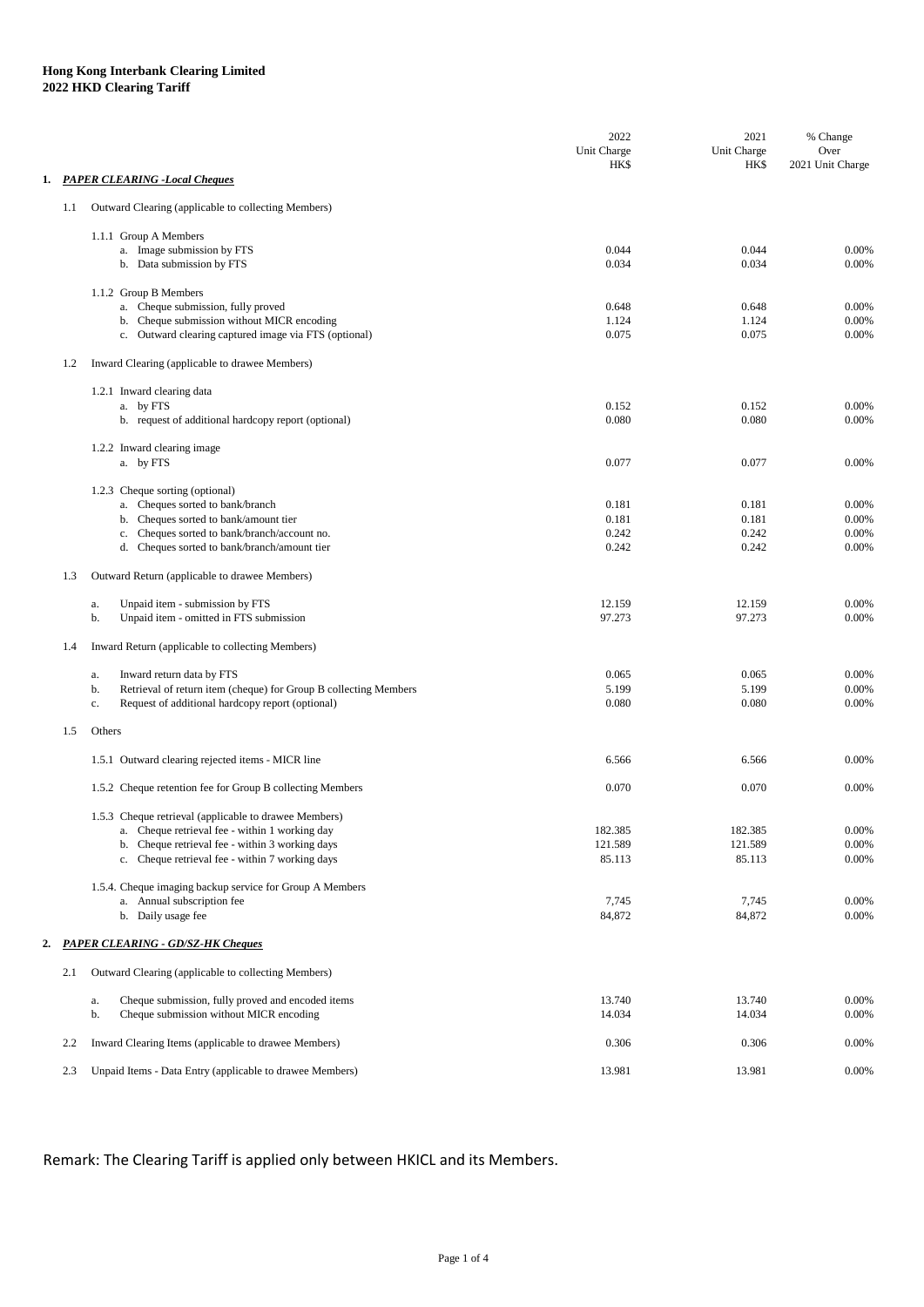**Hong Kong Interbank Clearing Limited**
**2022 HKD Clearing Tariff**

| | 2022 Unit Charge HK$ | 2021 Unit Charge HK$ | % Change Over 2021 Unit Charge |
|---|---|---|---|
| **1. *PAPER CLEARING -Local Cheques*** | | | |
| 1.1 Outward Clearing (applicable to collecting Members) | | | |
| 1.1.1 Group A Members | | | |
| a. Image submission by FTS | 0.044 | 0.044 | 0.00% |
| b. Data submission by FTS | 0.034 | 0.034 | 0.00% |
| 1.1.2 Group B Members | | | |
| a. Cheque submission, fully proved | 0.648 | 0.648 | 0.00% |
| b. Cheque submission without MICR encoding | 1.124 | 1.124 | 0.00% |
| c. Outward clearing captured image via FTS (optional) | 0.075 | 0.075 | 0.00% |
| 1.2 Inward Clearing (applicable to drawee Members) | | | |
| 1.2.1 Inward clearing data | | | |
| a. by FTS | 0.152 | 0.152 | 0.00% |
| b. request of additional hardcopy report (optional) | 0.080 | 0.080 | 0.00% |
| 1.2.2 Inward clearing image | | | |
| a. by FTS | 0.077 | 0.077 | 0.00% |
| 1.2.3 Cheque sorting (optional) | | | |
| a. Cheques sorted to bank/branch | 0.181 | 0.181 | 0.00% |
| b. Cheques sorted to bank/amount tier | 0.181 | 0.181 | 0.00% |
| c. Cheques sorted to bank/branch/account no. | 0.242 | 0.242 | 0.00% |
| d. Cheques sorted to bank/branch/amount tier | 0.242 | 0.242 | 0.00% |
| 1.3 Outward Return (applicable to drawee Members) | | | |
| a. Unpaid item - submission by FTS | 12.159 | 12.159 | 0.00% |
| b. Unpaid item - omitted in FTS submission | 97.273 | 97.273 | 0.00% |
| 1.4 Inward Return (applicable to collecting Members) | | | |
| a. Inward return data by FTS | 0.065 | 0.065 | 0.00% |
| b. Retrieval of return item (cheque) for Group B collecting Members | 5.199 | 5.199 | 0.00% |
| c. Request of additional hardcopy report (optional) | 0.080 | 0.080 | 0.00% |
| 1.5 Others | | | |
| 1.5.1 Outward clearing rejected items - MICR line | 6.566 | 6.566 | 0.00% |
| 1.5.2 Cheque retention fee for Group B collecting Members | 0.070 | 0.070 | 0.00% |
| 1.5.3 Cheque retrieval (applicable to drawee Members) | | | |
| a. Cheque retrieval fee - within 1 working day | 182.385 | 182.385 | 0.00% |
| b. Cheque retrieval fee - within 3 working days | 121.589 | 121.589 | 0.00% |
| c. Cheque retrieval fee - within 7 working days | 85.113 | 85.113 | 0.00% |
| 1.5.4. Cheque imaging backup service for Group A Members | | | |
| a. Annual subscription fee | 7,745 | 7,745 | 0.00% |
| b. Daily usage fee | 84,872 | 84,872 | 0.00% |
| **2. *PAPER CLEARING - GD/SZ-HK Cheques*** | | | |
| 2.1 Outward Clearing (applicable to collecting Members) | | | |
| a. Cheque submission, fully proved and encoded items | 13.740 | 13.740 | 0.00% |
| b. Cheque submission without MICR encoding | 14.034 | 14.034 | 0.00% |
| 2.2 Inward Clearing Items (applicable to drawee Members) | 0.306 | 0.306 | 0.00% |
| 2.3 Unpaid Items - Data Entry (applicable to drawee Members) | 13.981 | 13.981 | 0.00% |

Remark: The Clearing Tariff is applied only between HKICL and its Members.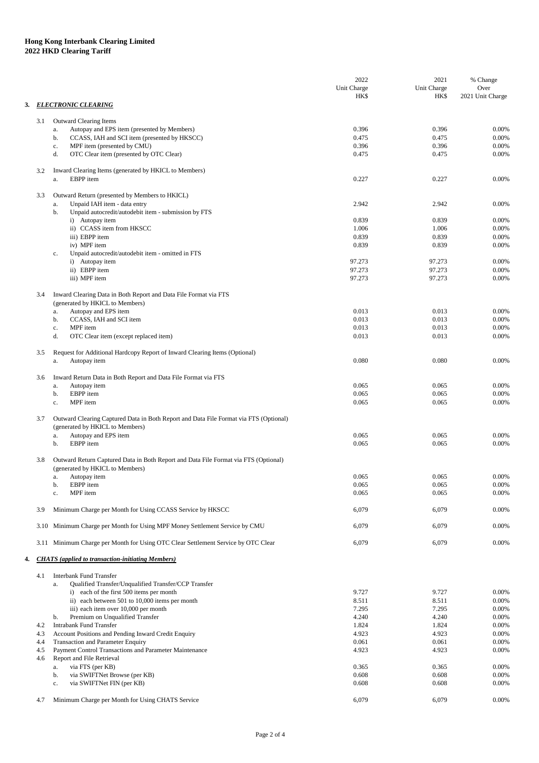**Hong Kong Interbank Clearing Limited**
**2022 HKD Clearing Tariff**

| | | 2022 Unit Charge HK$ | 2021 Unit Charge HK$ | % Change Over 2021 Unit Charge |
|---|---|---|---|---|
| **3.** | ***ELECTRONIC CLEARING*** | | | |
| 3.1 | Outward Clearing Items | | | |
| | a. Autopay and EPS item (presented by Members) | 0.396 | 0.396 | 0.00% |
| | b. CCASS, IAH and SCI item (presented by HKSCC) | 0.475 | 0.475 | 0.00% |
| | c. MPF item (presented by CMU) | 0.396 | 0.396 | 0.00% |
| | d. OTC Clear item (presented by OTC Clear) | 0.475 | 0.475 | 0.00% |
| 3.2 | Inward Clearing Items (generated by HKICL to Members) | | | |
| | a. EBPP item | 0.227 | 0.227 | 0.00% |
| 3.3 | Outward Return (presented by Members to HKICL) | | | |
| | a. Unpaid IAH item - data entry | 2.942 | 2.942 | 0.00% |
| | b. Unpaid autocredit/autodebit item - submission by FTS | | | |
| | i) Autopay item | 0.839 | 0.839 | 0.00% |
| | ii) CCASS item from HKSCC | 1.006 | 1.006 | 0.00% |
| | iii) EBPP item | 0.839 | 0.839 | 0.00% |
| | iv) MPF item | 0.839 | 0.839 | 0.00% |
| | c. Unpaid autocredit/autodebit item - omitted in FTS | | | |
| | i) Autopay item | 97.273 | 97.273 | 0.00% |
| | ii) EBPP item | 97.273 | 97.273 | 0.00% |
| | iii) MPF item | 97.273 | 97.273 | 0.00% |
| 3.4 | Inward Clearing Data in Both Report and Data File Format via FTS (generated by HKICL to Members) | | | |
| | a. Autopay and EPS item | 0.013 | 0.013 | 0.00% |
| | b. CCASS, IAH and SCI item | 0.013 | 0.013 | 0.00% |
| | c. MPF item | 0.013 | 0.013 | 0.00% |
| | d. OTC Clear item (except replaced item) | 0.013 | 0.013 | 0.00% |
| 3.5 | Request for Additional Hardcopy Report of Inward Clearing Items (Optional) | | | |
| | a. Autopay item | 0.080 | 0.080 | 0.00% |
| 3.6 | Inward Return Data in Both Report and Data File Format via FTS | | | |
| | a. Autopay item | 0.065 | 0.065 | 0.00% |
| | b. EBPP item | 0.065 | 0.065 | 0.00% |
| | c. MPF item | 0.065 | 0.065 | 0.00% |
| 3.7 | Outward Clearing Captured Data in Both Report and Data File Format via FTS (Optional) (generated by HKICL to Members) | | | |
| | a. Autopay and EPS item | 0.065 | 0.065 | 0.00% |
| | b. EBPP item | 0.065 | 0.065 | 0.00% |
| 3.8 | Outward Return Captured Data in Both Report and Data File Format via FTS (Optional) (generated by HKICL to Members) | | | |
| | a. Autopay item | 0.065 | 0.065 | 0.00% |
| | b. EBPP item | 0.065 | 0.065 | 0.00% |
| | c. MPF item | 0.065 | 0.065 | 0.00% |
| 3.9 | Minimum Charge per Month for Using CCASS Service by HKSCC | 6,079 | 6,079 | 0.00% |
| 3.10 | Minimum Charge per Month for Using MPF Money Settlement Service by CMU | 6,079 | 6,079 | 0.00% |
| 3.11 | Minimum Charge per Month for Using OTC Clear Settlement Service by OTC Clear | 6,079 | 6,079 | 0.00% |
| **4.** | ***CHATS (applied to transaction-initiating Members)*** | | | |
| 4.1 | Interbank Fund Transfer | | | |
| | a. Qualified Transfer/Unqualified Transfer/CCP Transfer | | | |
| | i) each of the first 500 items per month | 9.727 | 9.727 | 0.00% |
| | ii) each between 501 to 10,000 items per month | 8.511 | 8.511 | 0.00% |
| | iii) each item over 10,000 per month | 7.295 | 7.295 | 0.00% |
| | b. Premium on Unqualified Transfer | 4.240 | 4.240 | 0.00% |
| 4.2 | Intrabank Fund Transfer | 1.824 | 1.824 | 0.00% |
| 4.3 | Account Positions and Pending Inward Credit Enquiry | 4.923 | 4.923 | 0.00% |
| 4.4 | Transaction and Parameter Enquiry | 0.061 | 0.061 | 0.00% |
| 4.5 | Payment Control Transactions and Parameter Maintenance | 4.923 | 4.923 | 0.00% |
| 4.6 | Report and File Retrieval | | | |
| | a. via FTS (per KB) | 0.365 | 0.365 | 0.00% |
| | b. via SWIFTNet Browse (per KB) | 0.608 | 0.608 | 0.00% |
| | c. via SWIFTNet FIN (per KB) | 0.608 | 0.608 | 0.00% |
| 4.7 | Minimum Charge per Month for Using CHATS Service | 6,079 | 6,079 | 0.00% |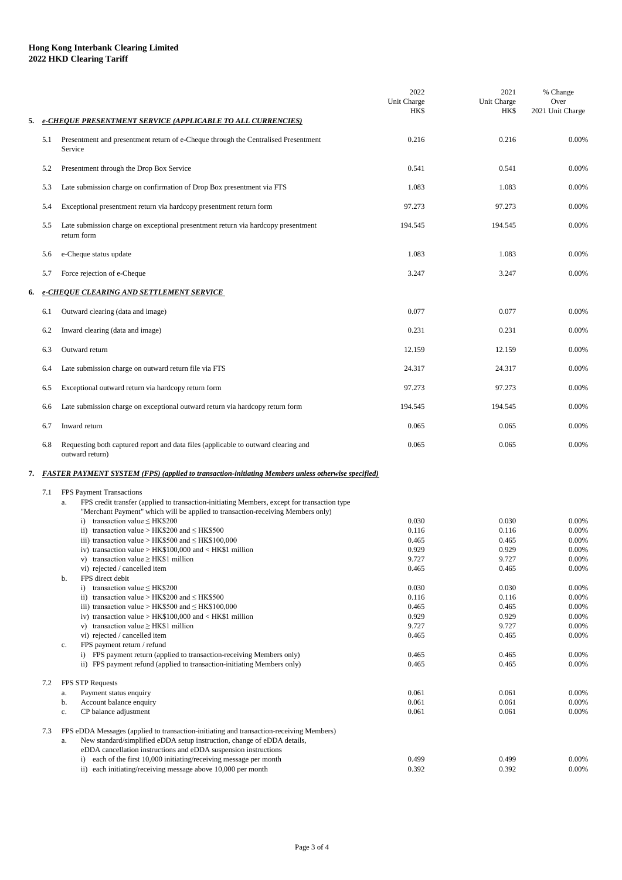**Hong Kong Interbank Clearing Limited**
**2022 HKD Clearing Tariff**

| | | 2022 Unit Charge HK$ | 2021 Unit Charge HK$ | % Change Over 2021 Unit Charge |
|---|---|---|---|---|
| **5.** | ***e-CHEQUE PRESENTMENT SERVICE (APPLICABLE TO ALL CURRENCIES)*** | | | |
| 5.1 | Presentment and presentment return of e-Cheque through the Centralised Presentment Service | 0.216 | 0.216 | 0.00% |
| 5.2 | Presentment through the Drop Box Service | 0.541 | 0.541 | 0.00% |
| 5.3 | Late submission charge on confirmation of Drop Box presentment via FTS | 1.083 | 1.083 | 0.00% |
| 5.4 | Exceptional presentment return via hardcopy presentment return form | 97.273 | 97.273 | 0.00% |
| 5.5 | Late submission charge on exceptional presentment return via hardcopy presentment return form | 194.545 | 194.545 | 0.00% |
| 5.6 | e-Cheque status update | 1.083 | 1.083 | 0.00% |
| 5.7 | Force rejection of e-Cheque | 3.247 | 3.247 | 0.00% |
| **6.** | ***e-CHEQUE CLEARING AND SETTLEMENT SERVICE*** | | | |
| 6.1 | Outward clearing (data and image) | 0.077 | 0.077 | 0.00% |
| 6.2 | Inward clearing (data and image) | 0.231 | 0.231 | 0.00% |
| 6.3 | Outward return | 12.159 | 12.159 | 0.00% |
| 6.4 | Late submission charge on outward return file via FTS | 24.317 | 24.317 | 0.00% |
| 6.5 | Exceptional outward return via hardcopy return form | 97.273 | 97.273 | 0.00% |
| 6.6 | Late submission charge on exceptional outward return via hardcopy return form | 194.545 | 194.545 | 0.00% |
| 6.7 | Inward return | 0.065 | 0.065 | 0.00% |
| 6.8 | Requesting both captured report and data files (applicable to outward clearing and outward return) | 0.065 | 0.065 | 0.00% |
| **7.** | ***FASTER PAYMENT SYSTEM (FPS) (applied to transaction-initiating Members unless otherwise specified)*** | | | |
| 7.1 | FPS Payment Transactions | | | |
| | a. FPS credit transfer (applied to transaction-initiating Members, except for transaction type "Merchant Payment" which will be applied to transaction-receiving Members only) | | | |
| | i) transaction value ≤ HK$200 | 0.030 | 0.030 | 0.00% |
| | ii) transaction value > HK$200 and ≤ HK$500 | 0.116 | 0.116 | 0.00% |
| | iii) transaction value > HK$500 and ≤ HK$100,000 | 0.465 | 0.465 | 0.00% |
| | iv) transaction value > HK$100,000 and < HK$1 million | 0.929 | 0.929 | 0.00% |
| | v) transaction value ≥ HK$1 million | 9.727 | 9.727 | 0.00% |
| | vi) rejected / cancelled item | 0.465 | 0.465 | 0.00% |
| | b. FPS direct debit | | | |
| | i) transaction value ≤ HK$200 | 0.030 | 0.030 | 0.00% |
| | ii) transaction value > HK$200 and ≤ HK$500 | 0.116 | 0.116 | 0.00% |
| | iii) transaction value > HK$500 and ≤ HK$100,000 | 0.465 | 0.465 | 0.00% |
| | iv) transaction value > HK$100,000 and < HK$1 million | 0.929 | 0.929 | 0.00% |
| | v) transaction value ≥ HK$1 million | 9.727 | 9.727 | 0.00% |
| | vi) rejected / cancelled item | 0.465 | 0.465 | 0.00% |
| | c. FPS payment return / refund | | | |
| | i) FPS payment return (applied to transaction-receiving Members only) | 0.465 | 0.465 | 0.00% |
| | ii) FPS payment refund (applied to transaction-initiating Members only) | 0.465 | 0.465 | 0.00% |
| 7.2 | FPS STP Requests | | | |
| | a. Payment status enquiry | 0.061 | 0.061 | 0.00% |
| | b. Account balance enquiry | 0.061 | 0.061 | 0.00% |
| | c. CP balance adjustment | 0.061 | 0.061 | 0.00% |
| 7.3 | FPS eDDA Messages (applied to transaction-initiating and transaction-receiving Members) | | | |
| | a. New standard/simplified eDDA setup instruction, change of eDDA details, eDDA cancellation instructions and eDDA suspension instructions | | | |
| | i) each of the first 10,000 initiating/receiving message per month | 0.499 | 0.499 | 0.00% |
| | ii) each initiating/receiving message above 10,000 per month | 0.392 | 0.392 | 0.00% |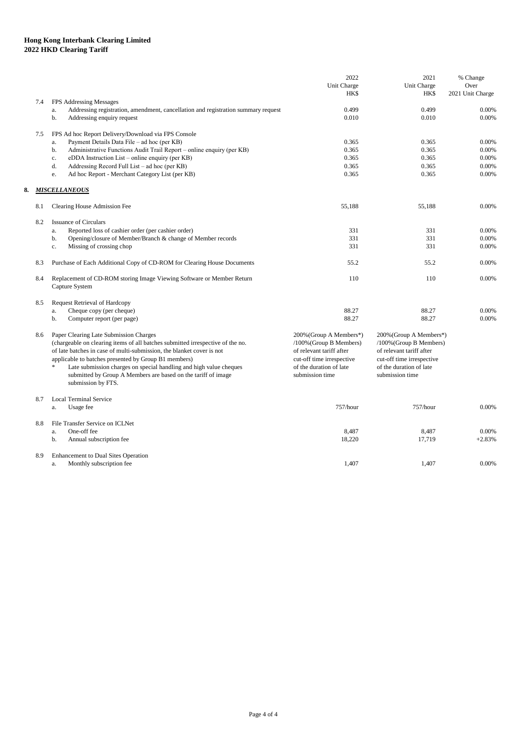**Hong Kong Interbank Clearing Limited**
**2022 HKD Clearing Tariff**

| | | | 2022 Unit Charge HK$ | 2021 Unit Charge HK$ | % Change Over 2021 Unit Charge |
|---|---|---|---|---|---|
| 7.4 | | FPS Addressing Messages | | | |
| | a. | Addressing registration, amendment, cancellation and registration summary request | 0.499 | 0.499 | 0.00% |
| | b. | Addressing enquiry request | 0.010 | 0.010 | 0.00% |
| 7.5 | | FPS Ad hoc Report Delivery/Download via FPS Console | | | |
| | a. | Payment Details Data File – ad hoc (per KB) | 0.365 | 0.365 | 0.00% |
| | b. | Administrative Functions Audit Trail Report – online enquiry (per KB) | 0.365 | 0.365 | 0.00% |
| | c. | eDDA Instruction List – online enquiry (per KB) | 0.365 | 0.365 | 0.00% |
| | d. | Addressing Record Full List – ad hoc (per KB) | 0.365 | 0.365 | 0.00% |
| | e. | Ad hoc Report - Merchant Category List (per KB) | 0.365 | 0.365 | 0.00% |
| **8.** | | ***MISCELLANEOUS*** | | | |
| 8.1 | | Clearing House Admission Fee | 55,188 | 55,188 | 0.00% |
| 8.2 | | Issuance of Circulars | | | |
| | a. | Reported loss of cashier order (per cashier order) | 331 | 331 | 0.00% |
| | b. | Opening/closure of Member/Branch & change of Member records | 331 | 331 | 0.00% |
| | c. | Missing of crossing chop | 331 | 331 | 0.00% |
| 8.3 | | Purchase of Each Additional Copy of CD-ROM for Clearing House Documents | 55.2 | 55.2 | 0.00% |
| 8.4 | | Replacement of CD-ROM storing Image Viewing Software or Member Return Capture System | 110 | 110 | 0.00% |
| 8.5 | | Request Retrieval of Hardcopy | | | |
| | a. | Cheque copy (per cheque) | 88.27 | 88.27 | 0.00% |
| | b. | Computer report (per page) | 88.27 | 88.27 | 0.00% |
| 8.6 | | Paper Clearing Late Submission Charges (chargeable on clearing items of all batches submitted irrespective of the no. of late batches in case of multi-submission, the blanket cover is not applicable to batches presented by Group B1 members) * Late submission charges on special handling and high value cheques submitted by Group A Members are based on the tariff of image submission by FTS. | 200%(Group A Members*) /100%(Group B Members) of relevant tariff after cut-off time irrespective of the duration of late submission time | 200%(Group A Members*) /100%(Group B Members) of relevant tariff after cut-off time irrespective of the duration of late submission time | |
| 8.7 | | Local Terminal Service | | | |
| | a. | Usage fee | 757/hour | 757/hour | 0.00% |
| 8.8 | | File Transfer Service on ICLNet | | | |
| | a. | One-off fee | 8,487 | 8,487 | 0.00% |
| | b. | Annual subscription fee | 18,220 | 17,719 | +2.83% |
| 8.9 | | Enhancement to Dual Sites Operation | | | |
| | a. | Monthly subscription fee | 1,407 | 1,407 | 0.00% |